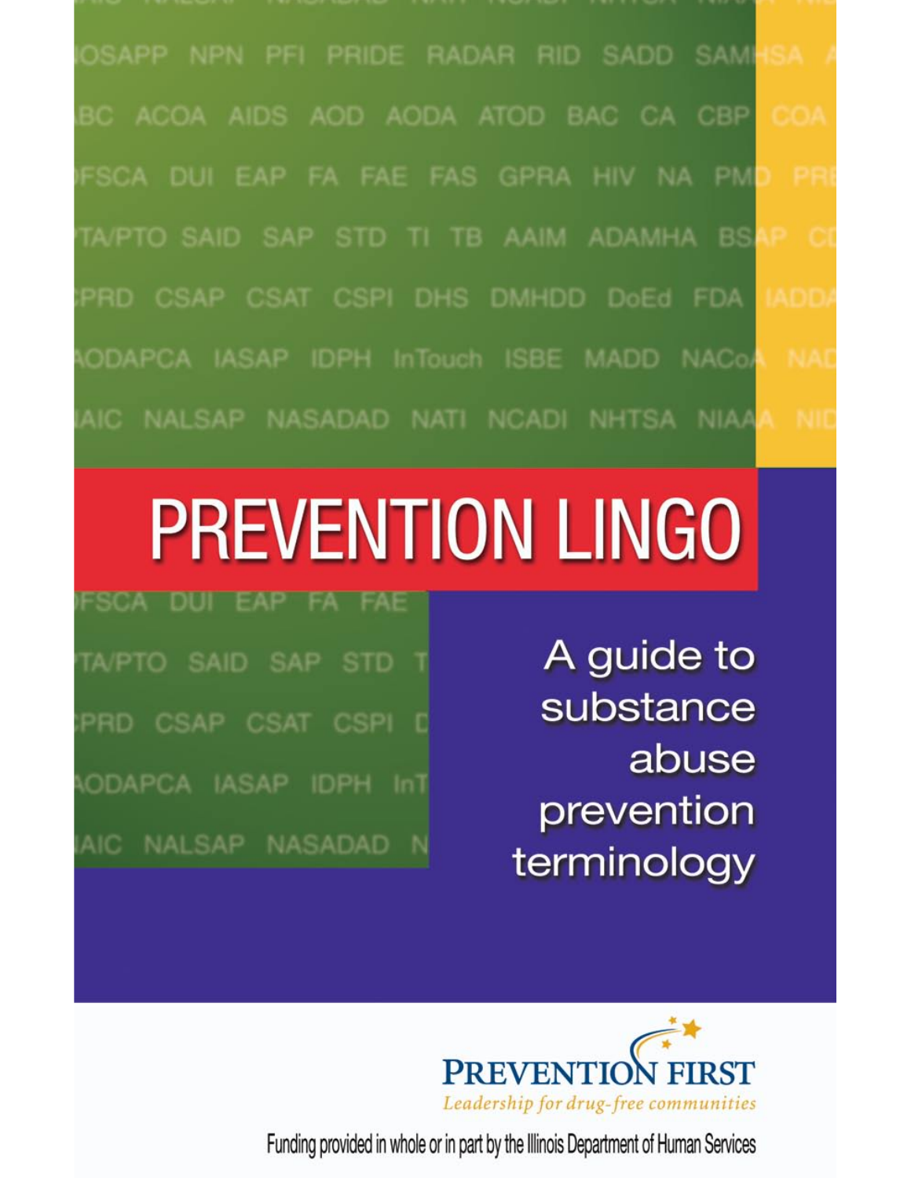# PREVENTION LINGO

A guide to substance abuse prevention terminology

PREVENTION FIRST

*Leadership for drug-free communities*

Funding provided in whole or in part by the Illinois Department of Human Services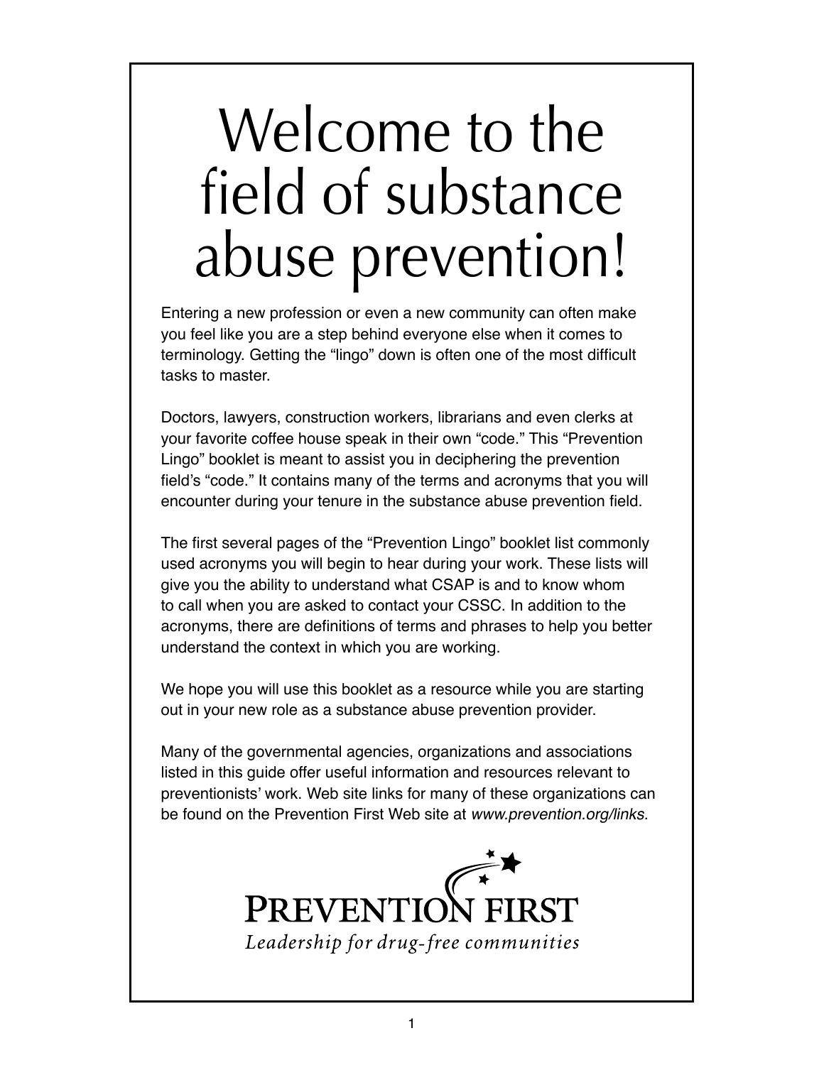# Welcome to the field of substance abuse prevention!

Entering a new profession or even a new community can often make you feel like you are a step behind everyone else when it comes to terminology. Getting the "lingo" down is often one of the most difficult tasks to master.

Doctors, lawyers, construction workers, librarians and even clerks at your favorite coffee house speak in their own "code." This "Prevention Lingo" booklet is meant to assist you in deciphering the prevention field's "code." It contains many of the terms and acronyms that you will encounter during your tenure in the substance abuse prevention field.

The first several pages of the "Prevention Lingo" booklet list commonly used acronyms you will begin to hear during your work. These lists will give you the ability to understand what CSAP is and to know whom to call when you are asked to contact your CSSC. In addition to the acronyms, there are definitions of terms and phrases to help you better understand the context in which you are working.

We hope you will use this booklet as a resource while you are starting out in your new role as a substance abuse prevention provider.

Many of the governmental agencies, organizations and associations listed in this guide offer useful information and resources relevant to preventionists' work. Web site links for many of these organizations can be found on the Prevention First Web site at *www.prevention.org/links.*

PREVENTION FIRST

*Leadership for drug-free communities*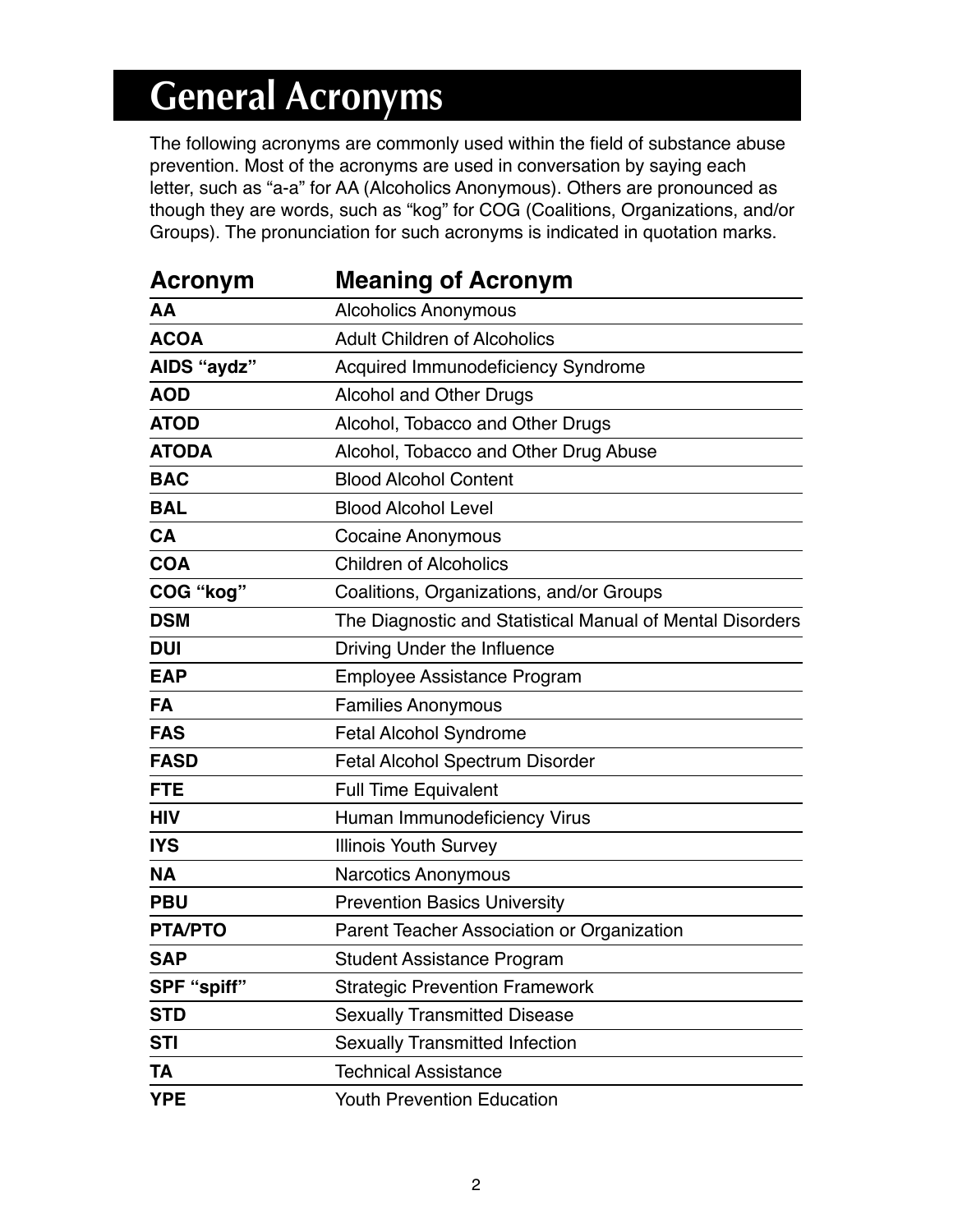# General Acronyms

The following acronyms are commonly used within the field of substance abuse prevention. Most of the acronyms are used in conversation by saying each letter, such as "a-a" for AA (Alcoholics Anonymous). Others are pronounced as though they are words, such as "kog" for COG (Coalitions, Organizations, and/or Groups). The pronunciation for such acronyms is indicated in quotation marks.

| Acronym | Meaning of Acronym |
|---|---|
| **AA** | Alcoholics Anonymous |
| **ACOA** | Adult Children of Alcoholics |
| **AIDS "aydz"** | Acquired Immunodeficiency Syndrome |
| **AOD** | Alcohol and Other Drugs |
| **ATOD** | Alcohol, Tobacco and Other Drugs |
| **ATODA** | Alcohol, Tobacco and Other Drug Abuse |
| **BAC** | Blood Alcohol Content |
| **BAL** | Blood Alcohol Level |
| **CA** | Cocaine Anonymous |
| **COA** | Children of Alcoholics |
| **COG "kog"** | Coalitions, Organizations, and/or Groups |
| **DSM** | The Diagnostic and Statistical Manual of Mental Disorders |
| **DUI** | Driving Under the Influence |
| **EAP** | Employee Assistance Program |
| **FA** | Families Anonymous |
| **FAS** | Fetal Alcohol Syndrome |
| **FASD** | Fetal Alcohol Spectrum Disorder |
| **FTE** | Full Time Equivalent |
| **HIV** | Human Immunodeficiency Virus |
| **IYS** | Illinois Youth Survey |
| **NA** | Narcotics Anonymous |
| **PBU** | Prevention Basics University |
| **PTA/PTO** | Parent Teacher Association or Organization |
| **SAP** | Student Assistance Program |
| **SPF "spiff"** | Strategic Prevention Framework |
| **STD** | Sexually Transmitted Disease |
| **STI** | Sexually Transmitted Infection |
| **TA** | Technical Assistance |
| **YPE** | Youth Prevention Education |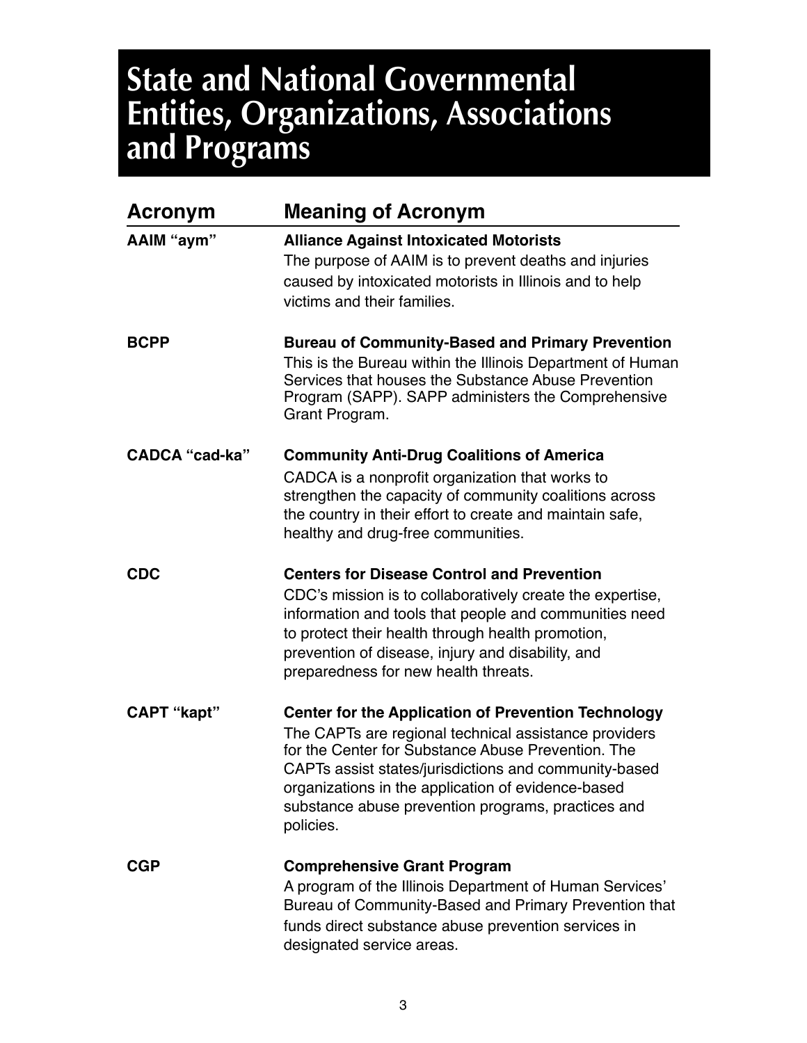# State and National Governmental Entities, Organizations, Associations and Programs

| Acronym | Meaning of Acronym |
| --- | --- |
| **AAIM "aym"** | **Alliance Against Intoxicated Motorists**<br>The purpose of AAIM is to prevent deaths and injuries caused by intoxicated motorists in Illinois and to help victims and their families. |
| **BCPP** | **Bureau of Community-Based and Primary Prevention**<br>This is the Bureau within the Illinois Department of Human Services that houses the Substance Abuse Prevention Program (SAPP). SAPP administers the Comprehensive Grant Program. |
| **CADCA "cad-ka"** | **Community Anti-Drug Coalitions of America**<br>CADCA is a nonprofit organization that works to strengthen the capacity of community coalitions across the country in their effort to create and maintain safe, healthy and drug-free communities. |
| **CDC** | **Centers for Disease Control and Prevention**<br>CDC's mission is to collaboratively create the expertise, information and tools that people and communities need to protect their health through health promotion, prevention of disease, injury and disability, and preparedness for new health threats. |
| **CAPT "kapt"** | **Center for the Application of Prevention Technology**<br>The CAPTs are regional technical assistance providers for the Center for Substance Abuse Prevention. The CAPTs assist states/jurisdictions and community-based organizations in the application of evidence-based substance abuse prevention programs, practices and policies. |
| **CGP** | **Comprehensive Grant Program**<br>A program of the Illinois Department of Human Services' Bureau of Community-Based and Primary Prevention that funds direct substance abuse prevention services in designated service areas. |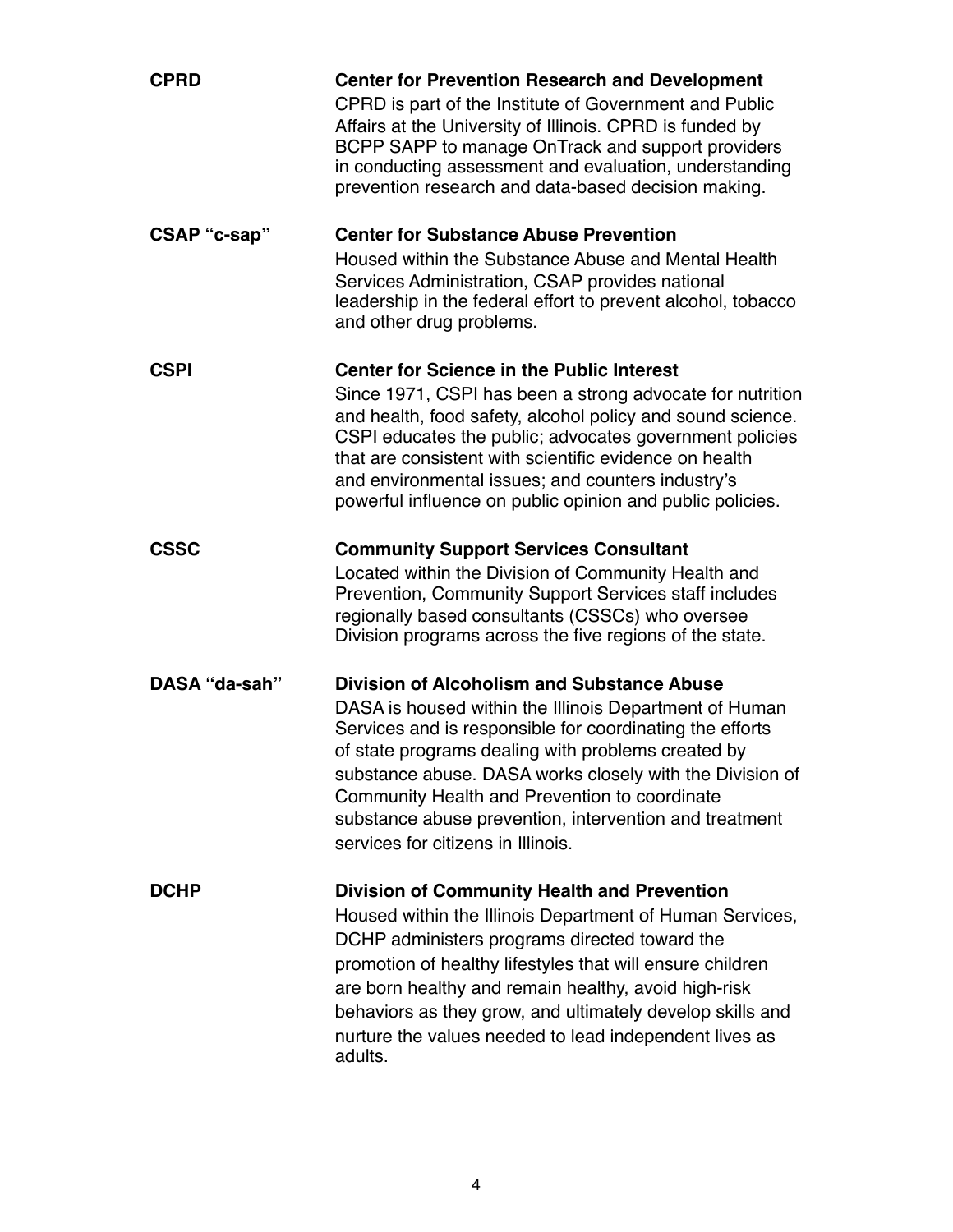**CPRD** **Center for Prevention Research and Development**
CPRD is part of the Institute of Government and Public Affairs at the University of Illinois. CPRD is funded by BCPP SAPP to manage OnTrack and support providers in conducting assessment and evaluation, understanding prevention research and data-based decision making.

**CSAP "c-sap"** **Center for Substance Abuse Prevention**
Housed within the Substance Abuse and Mental Health Services Administration, CSAP provides national leadership in the federal effort to prevent alcohol, tobacco and other drug problems.

**CSPI** **Center for Science in the Public Interest**
Since 1971, CSPI has been a strong advocate for nutrition and health, food safety, alcohol policy and sound science. CSPI educates the public; advocates government policies that are consistent with scientific evidence on health and environmental issues; and counters industry's powerful influence on public opinion and public policies.

**CSSC** **Community Support Services Consultant**
Located within the Division of Community Health and Prevention, Community Support Services staff includes regionally based consultants (CSSCs) who oversee Division programs across the five regions of the state.

**DASA "da-sah"** **Division of Alcoholism and Substance Abuse**
DASA is housed within the Illinois Department of Human Services and is responsible for coordinating the efforts of state programs dealing with problems created by substance abuse. DASA works closely with the Division of Community Health and Prevention to coordinate substance abuse prevention, intervention and treatment services for citizens in Illinois.

**DCHP** **Division of Community Health and Prevention**
Housed within the Illinois Department of Human Services, DCHP administers programs directed toward the promotion of healthy lifestyles that will ensure children are born healthy and remain healthy, avoid high-risk behaviors as they grow, and ultimately develop skills and nurture the values needed to lead independent lives as adults.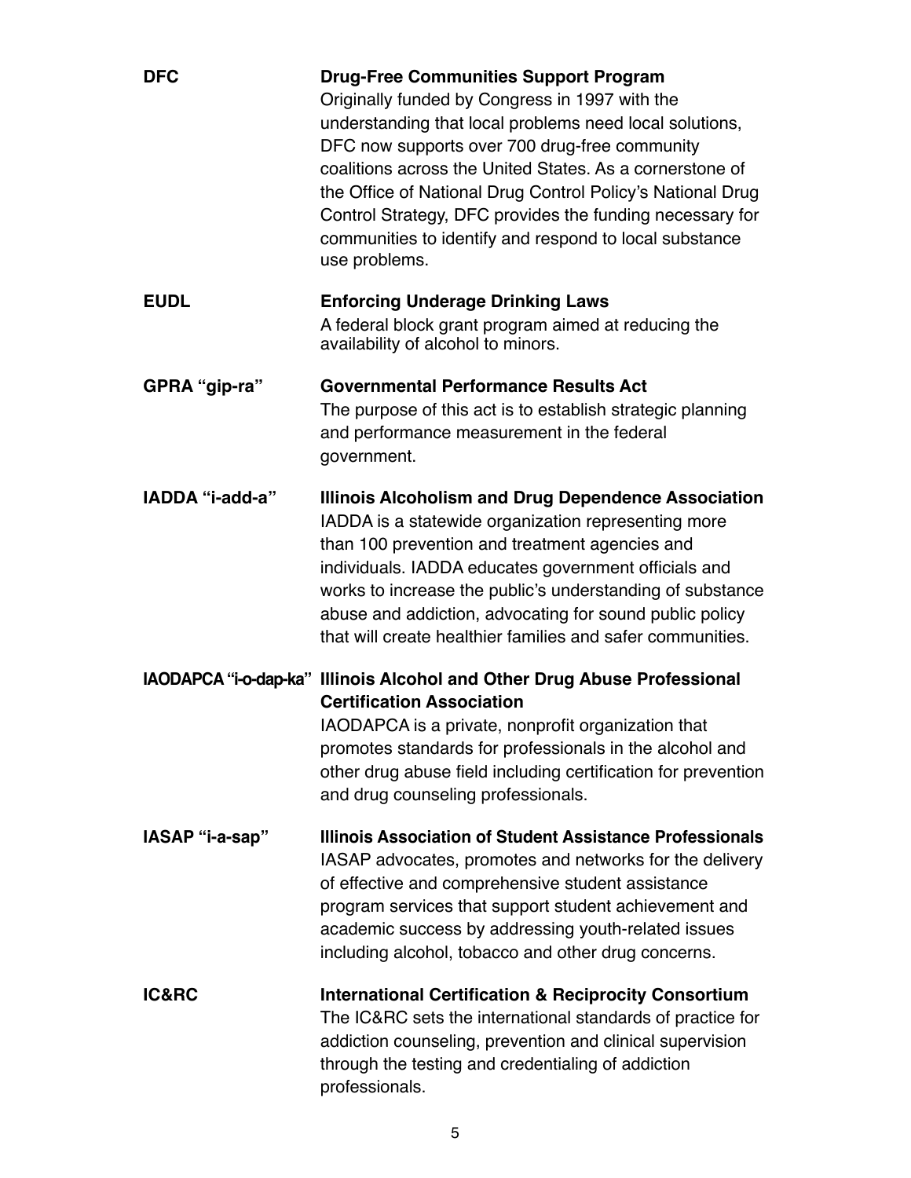**DFC** **Drug-Free Communities Support Program**
Originally funded by Congress in 1997 with the understanding that local problems need local solutions, DFC now supports over 700 drug-free community coalitions across the United States. As a cornerstone of the Office of National Drug Control Policy's National Drug Control Strategy, DFC provides the funding necessary for communities to identify and respond to local substance use problems.

**EUDL** **Enforcing Underage Drinking Laws**
A federal block grant program aimed at reducing the availability of alcohol to minors.

**GPRA "gip-ra"** **Governmental Performance Results Act**
The purpose of this act is to establish strategic planning and performance measurement in the federal government.

**IADDA "i-add-a"** **Illinois Alcoholism and Drug Dependence Association**
IADDA is a statewide organization representing more than 100 prevention and treatment agencies and individuals. IADDA educates government officials and works to increase the public's understanding of substance abuse and addiction, advocating for sound public policy that will create healthier families and safer communities.

**IAODAPCA "i-o-dap-ka"** **Illinois Alcohol and Other Drug Abuse Professional Certification Association**
IAODAPCA is a private, nonprofit organization that promotes standards for professionals in the alcohol and other drug abuse field including certification for prevention and drug counseling professionals.

**IASAP "i-a-sap"** **Illinois Association of Student Assistance Professionals**
IASAP advocates, promotes and networks for the delivery of effective and comprehensive student assistance program services that support student achievement and academic success by addressing youth-related issues including alcohol, tobacco and other drug concerns.

**IC&RC** **International Certification & Reciprocity Consortium**
The IC&RC sets the international standards of practice for addiction counseling, prevention and clinical supervision through the testing and credentialing of addiction professionals.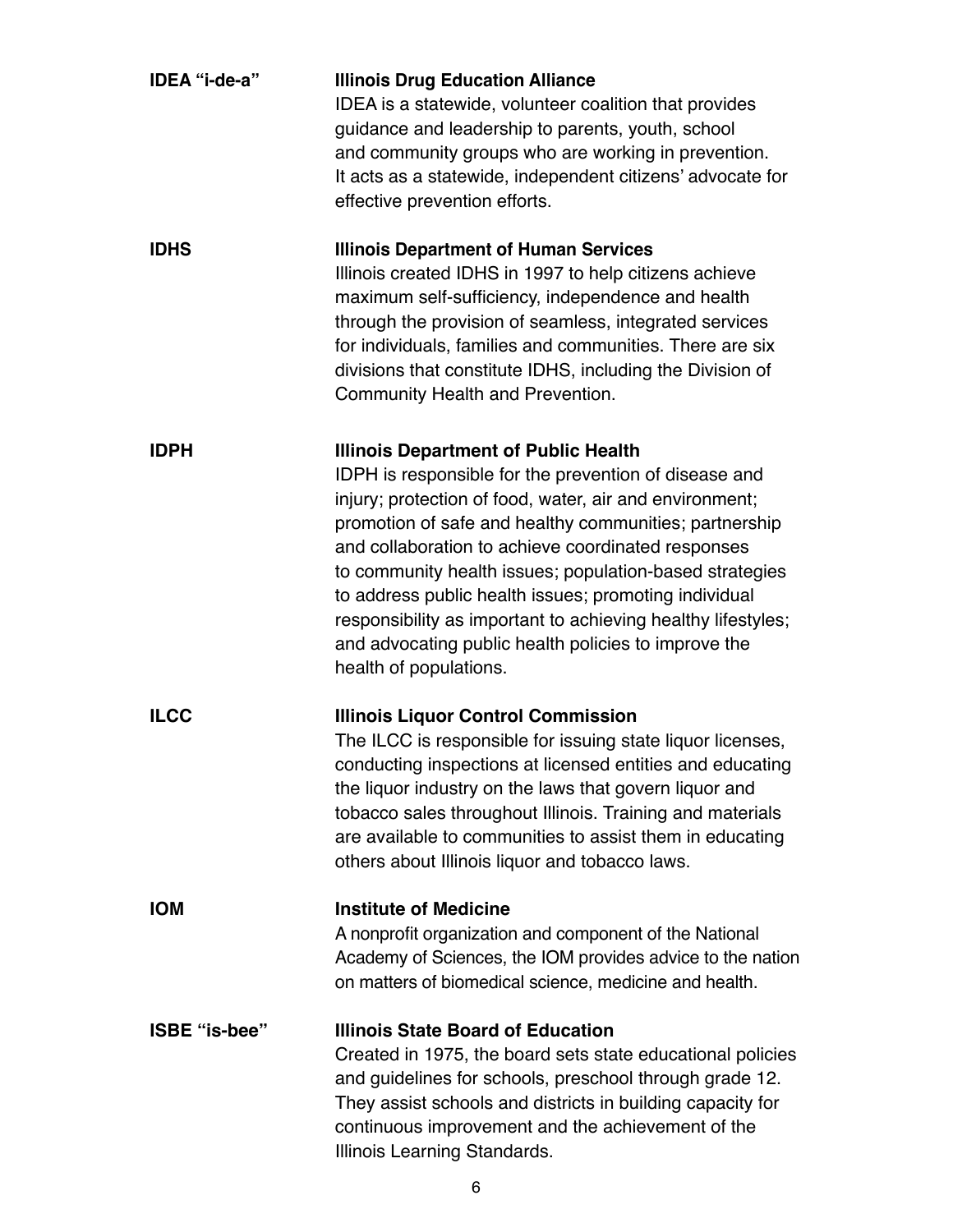**IDEA "i-de-a"** — **Illinois Drug Education Alliance**
IDEA is a statewide, volunteer coalition that provides guidance and leadership to parents, youth, school and community groups who are working in prevention. It acts as a statewide, independent citizens' advocate for effective prevention efforts.

**IDHS** — **Illinois Department of Human Services**
Illinois created IDHS in 1997 to help citizens achieve maximum self-sufficiency, independence and health through the provision of seamless, integrated services for individuals, families and communities. There are six divisions that constitute IDHS, including the Division of Community Health and Prevention.

**IDPH** — **Illinois Department of Public Health**
IDPH is responsible for the prevention of disease and injury; protection of food, water, air and environment; promotion of safe and healthy communities; partnership and collaboration to achieve coordinated responses to community health issues; population-based strategies to address public health issues; promoting individual responsibility as important to achieving healthy lifestyles; and advocating public health policies to improve the health of populations.

**ILCC** — **Illinois Liquor Control Commission**
The ILCC is responsible for issuing state liquor licenses, conducting inspections at licensed entities and educating the liquor industry on the laws that govern liquor and tobacco sales throughout Illinois. Training and materials are available to communities to assist them in educating others about Illinois liquor and tobacco laws.

**IOM** — **Institute of Medicine**
A nonprofit organization and component of the National Academy of Sciences, the IOM provides advice to the nation on matters of biomedical science, medicine and health.

**ISBE "is-bee"** — **Illinois State Board of Education**
Created in 1975, the board sets state educational policies and guidelines for schools, preschool through grade 12. They assist schools and districts in building capacity for continuous improvement and the achievement of the Illinois Learning Standards.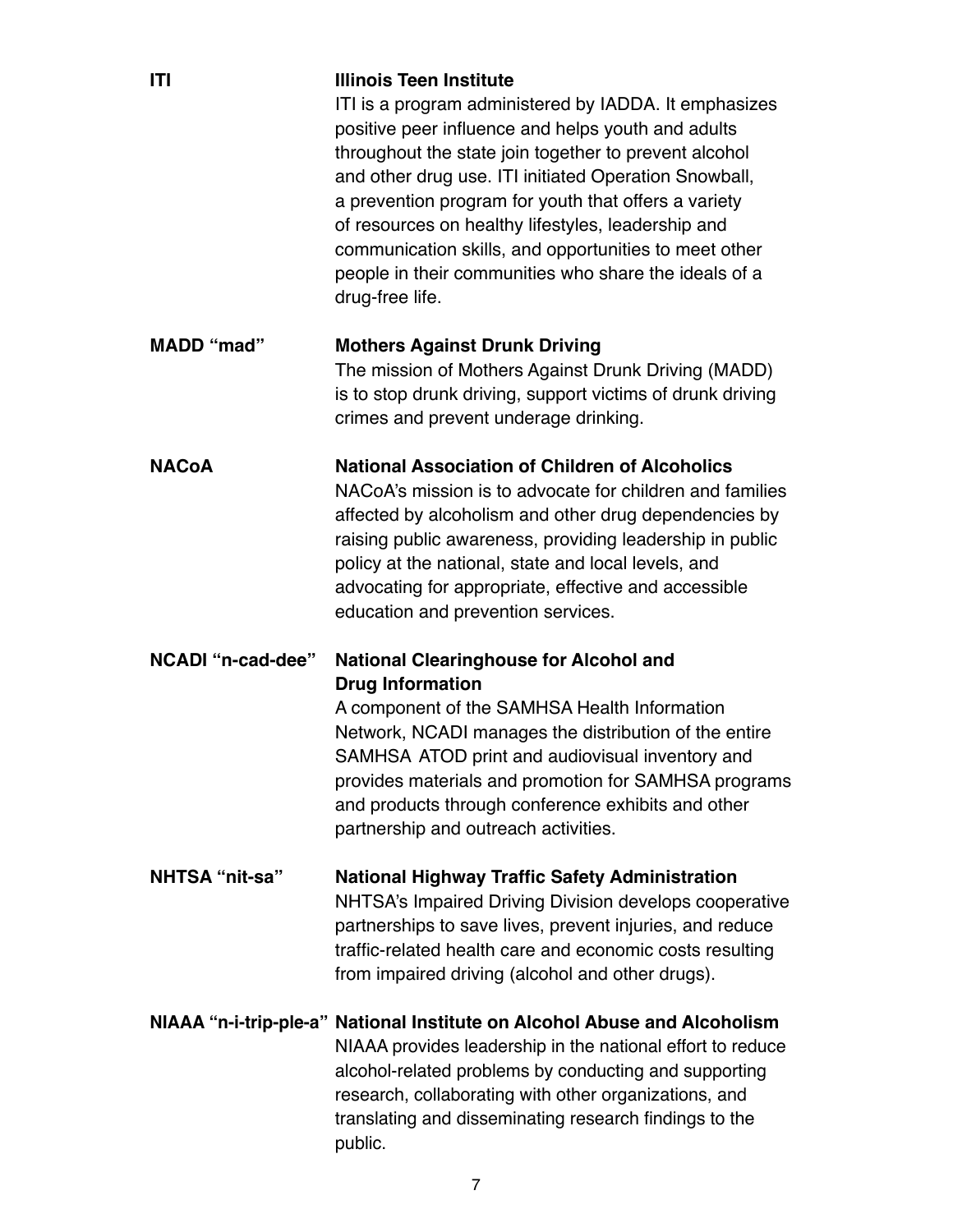**ITI** — **Illinois Teen Institute**

ITI is a program administered by IADDA. It emphasizes positive peer influence and helps youth and adults throughout the state join together to prevent alcohol and other drug use. ITI initiated Operation Snowball, a prevention program for youth that offers a variety of resources on healthy lifestyles, leadership and communication skills, and opportunities to meet other people in their communities who share the ideals of a drug-free life.

**MADD "mad"** — **Mothers Against Drunk Driving**

The mission of Mothers Against Drunk Driving (MADD) is to stop drunk driving, support victims of drunk driving crimes and prevent underage drinking.

**NACoA** — **National Association of Children of Alcoholics**

NACoA's mission is to advocate for children and families affected by alcoholism and other drug dependencies by raising public awareness, providing leadership in public policy at the national, state and local levels, and advocating for appropriate, effective and accessible education and prevention services.

**NCADI "n-cad-dee"** — **National Clearinghouse for Alcohol and Drug Information**

A component of the SAMHSA Health Information Network, NCADI manages the distribution of the entire SAMHSA ATOD print and audiovisual inventory and provides materials and promotion for SAMHSA programs and products through conference exhibits and other partnership and outreach activities.

**NHTSA "nit-sa"** — **National Highway Traffic Safety Administration**

NHTSA's Impaired Driving Division develops cooperative partnerships to save lives, prevent injuries, and reduce traffic-related health care and economic costs resulting from impaired driving (alcohol and other drugs).

**NIAAA "n-i-trip-ple-a"** — **National Institute on Alcohol Abuse and Alcoholism**

NIAAA provides leadership in the national effort to reduce alcohol-related problems by conducting and supporting research, collaborating with other organizations, and translating and disseminating research findings to the public.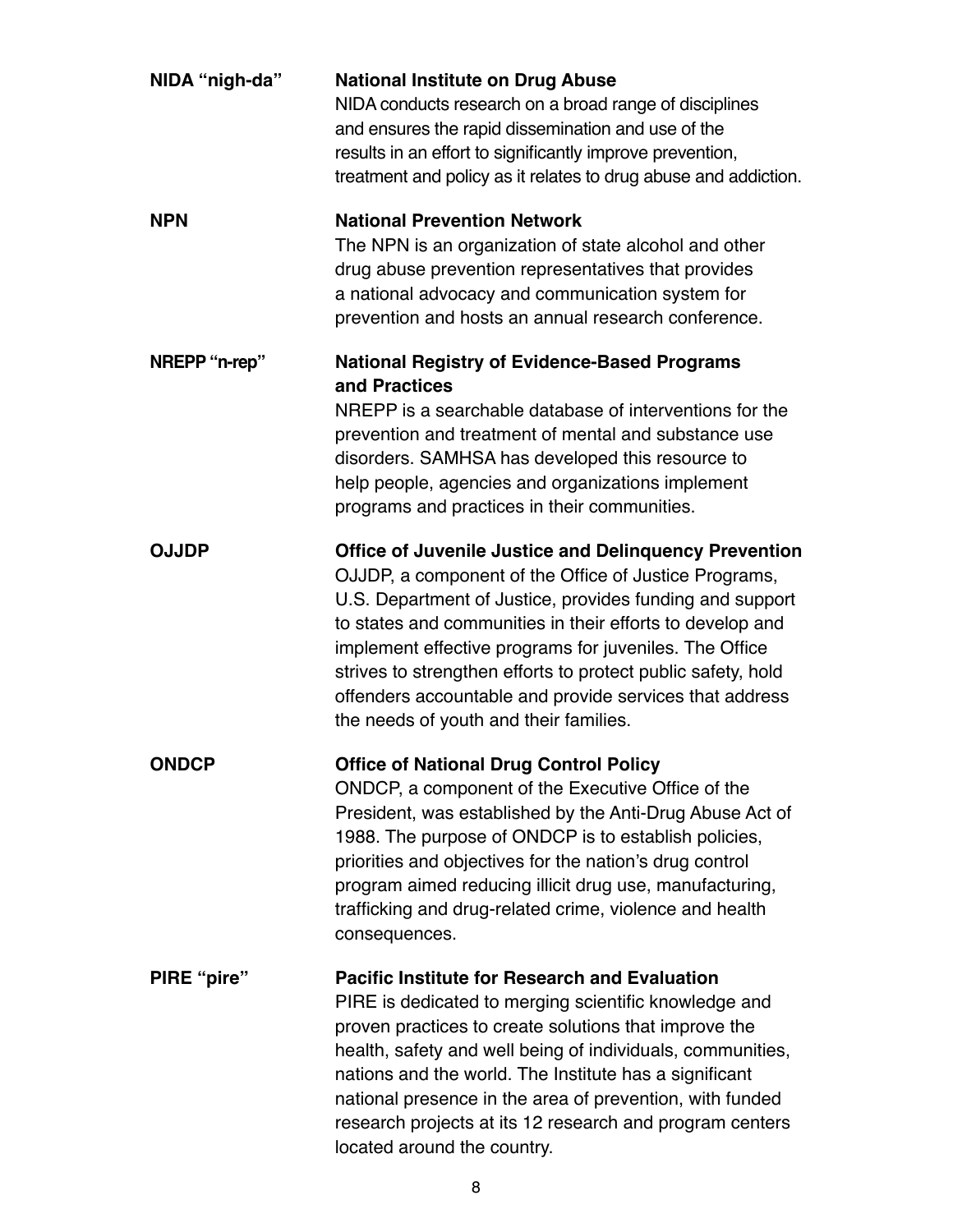**NIDA "nigh-da"**

**National Institute on Drug Abuse**
NIDA conducts research on a broad range of disciplines and ensures the rapid dissemination and use of the results in an effort to significantly improve prevention, treatment and policy as it relates to drug abuse and addiction.

**NPN**

**National Prevention Network**
The NPN is an organization of state alcohol and other drug abuse prevention representatives that provides a national advocacy and communication system for prevention and hosts an annual research conference.

**NREPP "n-rep"**

**National Registry of Evidence-Based Programs and Practices**
NREPP is a searchable database of interventions for the prevention and treatment of mental and substance use disorders. SAMHSA has developed this resource to help people, agencies and organizations implement programs and practices in their communities.

**OJJDP**

**Office of Juvenile Justice and Delinquency Prevention**
OJJDP, a component of the Office of Justice Programs, U.S. Department of Justice, provides funding and support to states and communities in their efforts to develop and implement effective programs for juveniles. The Office strives to strengthen efforts to protect public safety, hold offenders accountable and provide services that address the needs of youth and their families.

**ONDCP**

**Office of National Drug Control Policy**
ONDCP, a component of the Executive Office of the President, was established by the Anti-Drug Abuse Act of 1988. The purpose of ONDCP is to establish policies, priorities and objectives for the nation's drug control program aimed reducing illicit drug use, manufacturing, trafficking and drug-related crime, violence and health consequences.

**PIRE "pire"**

**Pacific Institute for Research and Evaluation**
PIRE is dedicated to merging scientific knowledge and proven practices to create solutions that improve the health, safety and well being of individuals, communities, nations and the world. The Institute has a significant national presence in the area of prevention, with funded research projects at its 12 research and program centers located around the country.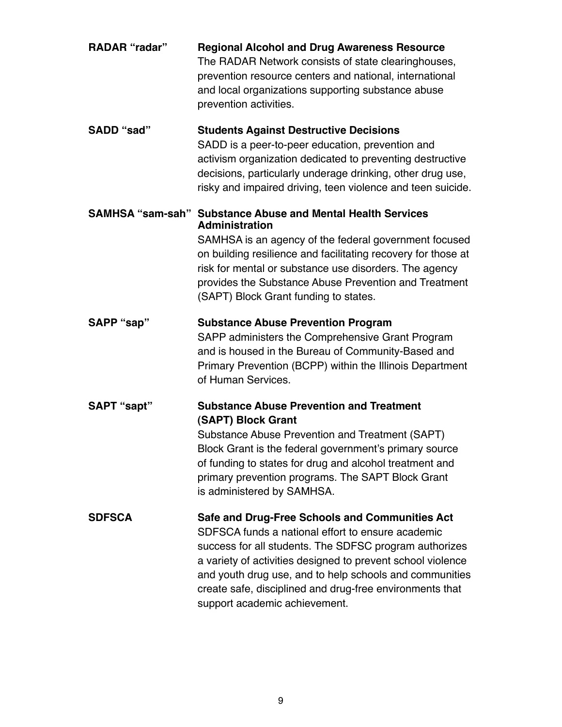**RADAR "radar"** — **Regional Alcohol and Drug Awareness Resource**
The RADAR Network consists of state clearinghouses, prevention resource centers and national, international and local organizations supporting substance abuse prevention activities.

**SADD "sad"** — **Students Against Destructive Decisions**
SADD is a peer-to-peer education, prevention and activism organization dedicated to preventing destructive decisions, particularly underage drinking, other drug use, risky and impaired driving, teen violence and teen suicide.

**SAMHSA "sam-sah"** — **Substance Abuse and Mental Health Services Administration**
SAMHSA is an agency of the federal government focused on building resilience and facilitating recovery for those at risk for mental or substance use disorders. The agency provides the Substance Abuse Prevention and Treatment (SAPT) Block Grant funding to states.

**SAPP "sap"** — **Substance Abuse Prevention Program**
SAPP administers the Comprehensive Grant Program and is housed in the Bureau of Community-Based and Primary Prevention (BCPP) within the Illinois Department of Human Services.

**SAPT "sapt"** — **Substance Abuse Prevention and Treatment (SAPT) Block Grant**
Substance Abuse Prevention and Treatment (SAPT) Block Grant is the federal government's primary source of funding to states for drug and alcohol treatment and primary prevention programs. The SAPT Block Grant is administered by SAMHSA.

**SDFSCA** — **Safe and Drug-Free Schools and Communities Act**
SDFSCA funds a national effort to ensure academic success for all students. The SDFSC program authorizes a variety of activities designed to prevent school violence and youth drug use, and to help schools and communities create safe, disciplined and drug-free environments that support academic achievement.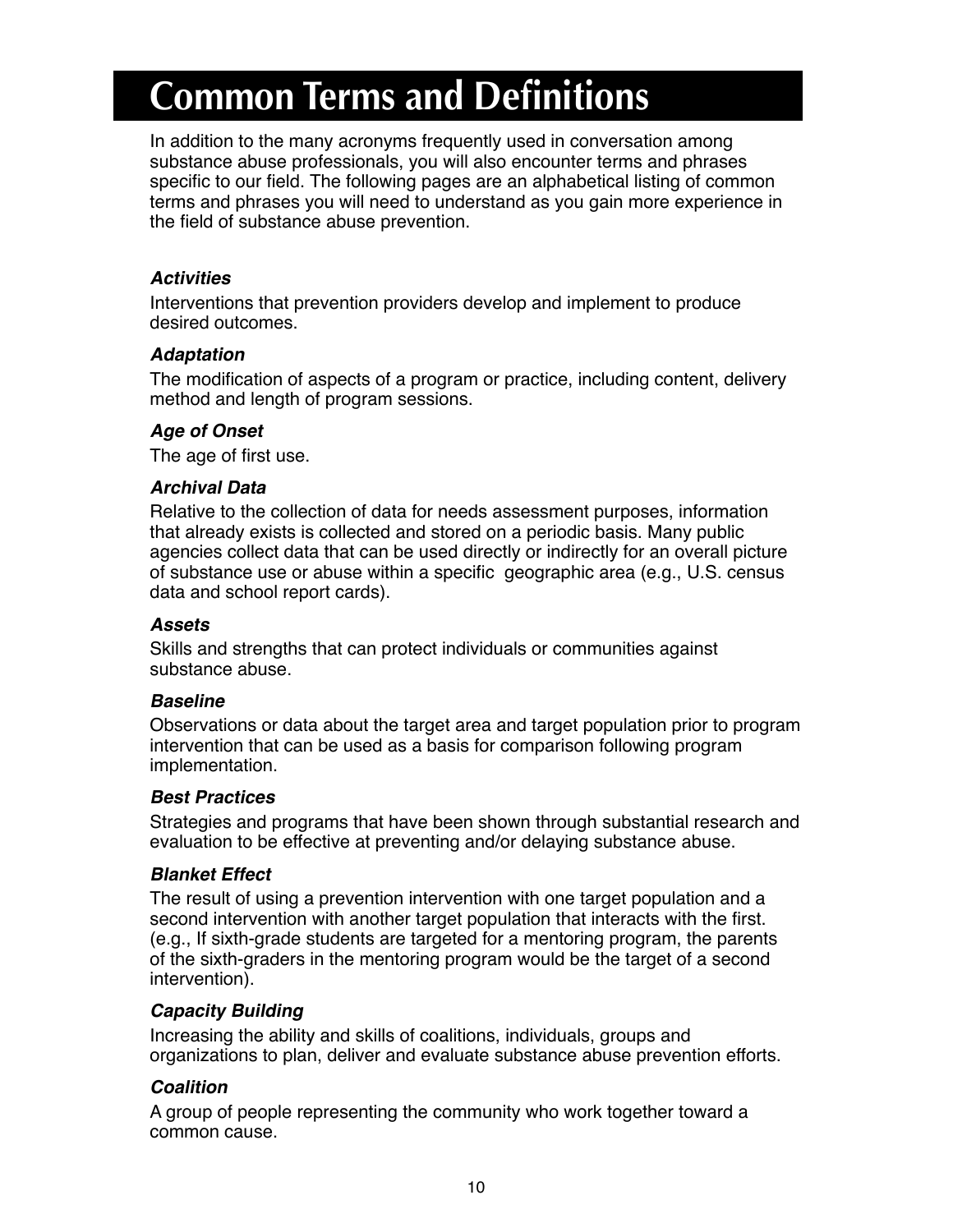# Common Terms and Definitions

In addition to the many acronyms frequently used in conversation among substance abuse professionals, you will also encounter terms and phrases specific to our field. The following pages are an alphabetical listing of common terms and phrases you will need to understand as you gain more experience in the field of substance abuse prevention.

***Activities***

Interventions that prevention providers develop and implement to produce desired outcomes.

***Adaptation***

The modification of aspects of a program or practice, including content, delivery method and length of program sessions.

***Age of Onset***

The age of first use.

***Archival Data***

Relative to the collection of data for needs assessment purposes, information that already exists is collected and stored on a periodic basis. Many public agencies collect data that can be used directly or indirectly for an overall picture of substance use or abuse within a specific geographic area (e.g., U.S. census data and school report cards).

***Assets***

Skills and strengths that can protect individuals or communities against substance abuse.

***Baseline***

Observations or data about the target area and target population prior to program intervention that can be used as a basis for comparison following program implementation.

***Best Practices***

Strategies and programs that have been shown through substantial research and evaluation to be effective at preventing and/or delaying substance abuse.

***Blanket Effect***

The result of using a prevention intervention with one target population and a second intervention with another target population that interacts with the first. (e.g., If sixth-grade students are targeted for a mentoring program, the parents of the sixth-graders in the mentoring program would be the target of a second intervention).

***Capacity Building***

Increasing the ability and skills of coalitions, individuals, groups and organizations to plan, deliver and evaluate substance abuse prevention efforts.

***Coalition***

A group of people representing the community who work together toward a common cause.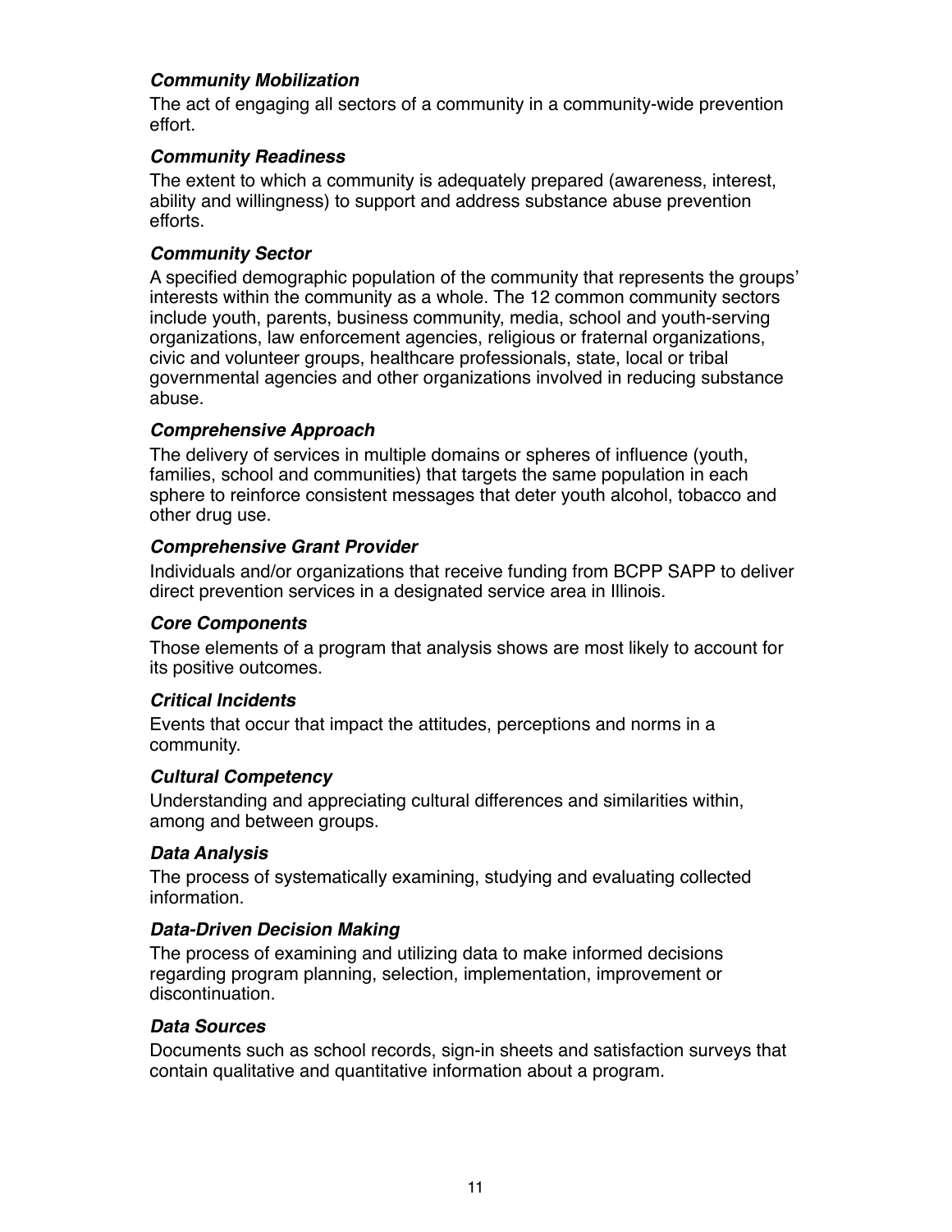***Community Mobilization***

The act of engaging all sectors of a community in a community-wide prevention effort.

***Community Readiness***

The extent to which a community is adequately prepared (awareness, interest, ability and willingness) to support and address substance abuse prevention efforts.

***Community Sector***

A specified demographic population of the community that represents the groups' interests within the community as a whole. The 12 common community sectors include youth, parents, business community, media, school and youth-serving organizations, law enforcement agencies, religious or fraternal organizations, civic and volunteer groups, healthcare professionals, state, local or tribal governmental agencies and other organizations involved in reducing substance abuse.

***Comprehensive Approach***

The delivery of services in multiple domains or spheres of influence (youth, families, school and communities) that targets the same population in each sphere to reinforce consistent messages that deter youth alcohol, tobacco and other drug use.

***Comprehensive Grant Provider***

Individuals and/or organizations that receive funding from BCPP SAPP to deliver direct prevention services in a designated service area in Illinois.

***Core Components***

Those elements of a program that analysis shows are most likely to account for its positive outcomes.

***Critical Incidents***

Events that occur that impact the attitudes, perceptions and norms in a community.

***Cultural Competency***

Understanding and appreciating cultural differences and similarities within, among and between groups.

***Data Analysis***

The process of systematically examining, studying and evaluating collected information.

***Data-Driven Decision Making***

The process of examining and utilizing data to make informed decisions regarding program planning, selection, implementation, improvement or discontinuation.

***Data Sources***

Documents such as school records, sign-in sheets and satisfaction surveys that contain qualitative and quantitative information about a program.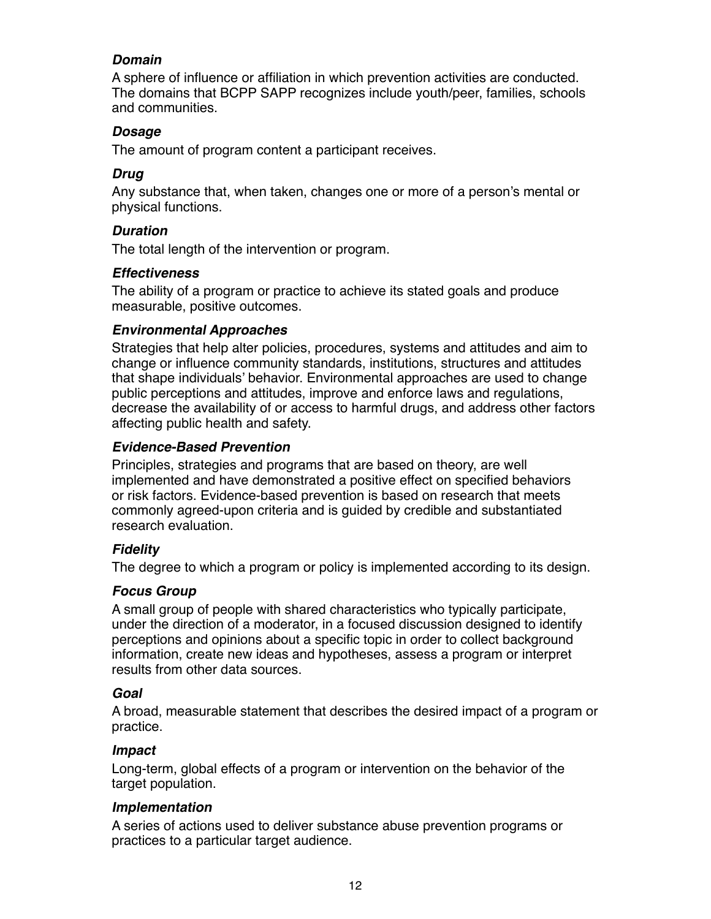***Domain***

A sphere of influence or affiliation in which prevention activities are conducted. The domains that BCPP SAPP recognizes include youth/peer, families, schools and communities.

***Dosage***

The amount of program content a participant receives.

***Drug***

Any substance that, when taken, changes one or more of a person's mental or physical functions.

***Duration***

The total length of the intervention or program.

***Effectiveness***

The ability of a program or practice to achieve its stated goals and produce measurable, positive outcomes.

***Environmental Approaches***

Strategies that help alter policies, procedures, systems and attitudes and aim to change or influence community standards, institutions, structures and attitudes that shape individuals' behavior. Environmental approaches are used to change public perceptions and attitudes, improve and enforce laws and regulations, decrease the availability of or access to harmful drugs, and address other factors affecting public health and safety.

***Evidence-Based Prevention***

Principles, strategies and programs that are based on theory, are well implemented and have demonstrated a positive effect on specified behaviors or risk factors. Evidence-based prevention is based on research that meets commonly agreed-upon criteria and is guided by credible and substantiated research evaluation.

***Fidelity***

The degree to which a program or policy is implemented according to its design.

***Focus Group***

A small group of people with shared characteristics who typically participate, under the direction of a moderator, in a focused discussion designed to identify perceptions and opinions about a specific topic in order to collect background information, create new ideas and hypotheses, assess a program or interpret results from other data sources.

***Goal***

A broad, measurable statement that describes the desired impact of a program or practice.

***Impact***

Long-term, global effects of a program or intervention on the behavior of the target population.

***Implementation***

A series of actions used to deliver substance abuse prevention programs or practices to a particular target audience.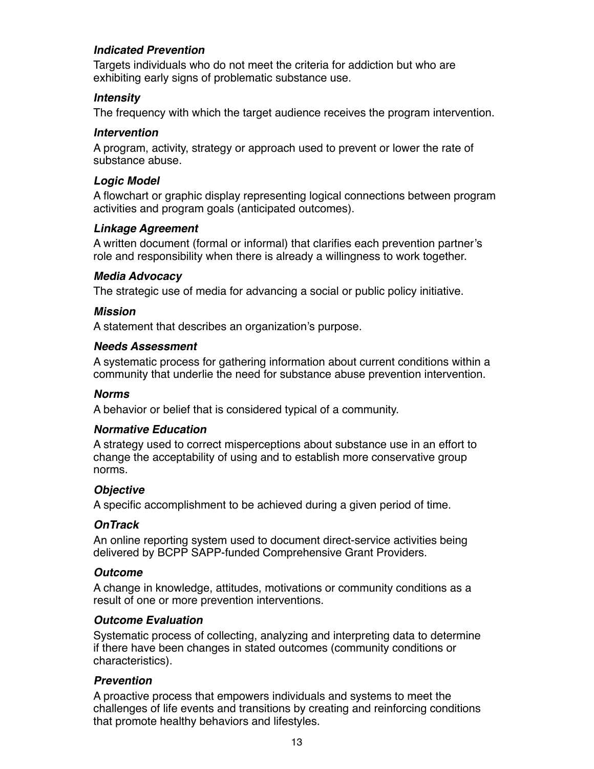***Indicated Prevention***

Targets individuals who do not meet the criteria for addiction but who are exhibiting early signs of problematic substance use.

***Intensity***

The frequency with which the target audience receives the program intervention.

***Intervention***

A program, activity, strategy or approach used to prevent or lower the rate of substance abuse.

***Logic Model***

A flowchart or graphic display representing logical connections between program activities and program goals (anticipated outcomes).

***Linkage Agreement***

A written document (formal or informal) that clarifies each prevention partner's role and responsibility when there is already a willingness to work together.

***Media Advocacy***

The strategic use of media for advancing a social or public policy initiative.

***Mission***

A statement that describes an organization's purpose.

***Needs Assessment***

A systematic process for gathering information about current conditions within a community that underlie the need for substance abuse prevention intervention.

***Norms***

A behavior or belief that is considered typical of a community.

***Normative Education***

A strategy used to correct misperceptions about substance use in an effort to change the acceptability of using and to establish more conservative group norms.

***Objective***

A specific accomplishment to be achieved during a given period of time.

***OnTrack***

An online reporting system used to document direct-service activities being delivered by BCPP SAPP-funded Comprehensive Grant Providers.

***Outcome***

A change in knowledge, attitudes, motivations or community conditions as a result of one or more prevention interventions.

***Outcome Evaluation***

Systematic process of collecting, analyzing and interpreting data to determine if there have been changes in stated outcomes (community conditions or characteristics).

***Prevention***

A proactive process that empowers individuals and systems to meet the challenges of life events and transitions by creating and reinforcing conditions that promote healthy behaviors and lifestyles.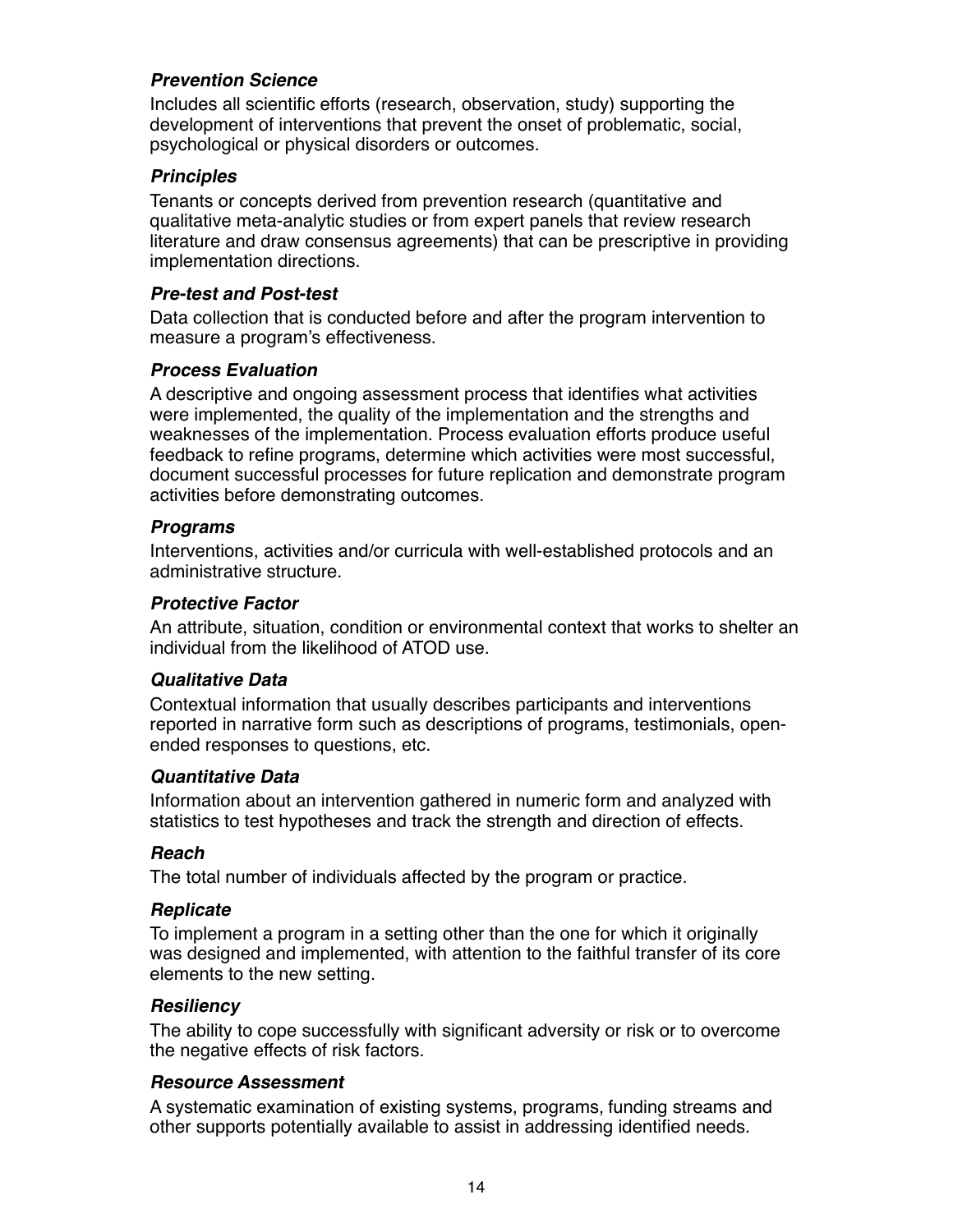***Prevention Science***

Includes all scientific efforts (research, observation, study) supporting the development of interventions that prevent the onset of problematic, social, psychological or physical disorders or outcomes.

***Principles***

Tenants or concepts derived from prevention research (quantitative and qualitative meta-analytic studies or from expert panels that review research literature and draw consensus agreements) that can be prescriptive in providing implementation directions.

***Pre-test and Post-test***

Data collection that is conducted before and after the program intervention to measure a program's effectiveness.

***Process Evaluation***

A descriptive and ongoing assessment process that identifies what activities were implemented, the quality of the implementation and the strengths and weaknesses of the implementation. Process evaluation efforts produce useful feedback to refine programs, determine which activities were most successful, document successful processes for future replication and demonstrate program activities before demonstrating outcomes.

***Programs***

Interventions, activities and/or curricula with well-established protocols and an administrative structure.

***Protective Factor***

An attribute, situation, condition or environmental context that works to shelter an individual from the likelihood of ATOD use.

***Qualitative Data***

Contextual information that usually describes participants and interventions reported in narrative form such as descriptions of programs, testimonials, open-ended responses to questions, etc.

***Quantitative Data***

Information about an intervention gathered in numeric form and analyzed with statistics to test hypotheses and track the strength and direction of effects.

***Reach***

The total number of individuals affected by the program or practice.

***Replicate***

To implement a program in a setting other than the one for which it originally was designed and implemented, with attention to the faithful transfer of its core elements to the new setting.

***Resiliency***

The ability to cope successfully with significant adversity or risk or to overcome the negative effects of risk factors.

***Resource Assessment***

A systematic examination of existing systems, programs, funding streams and other supports potentially available to assist in addressing identified needs.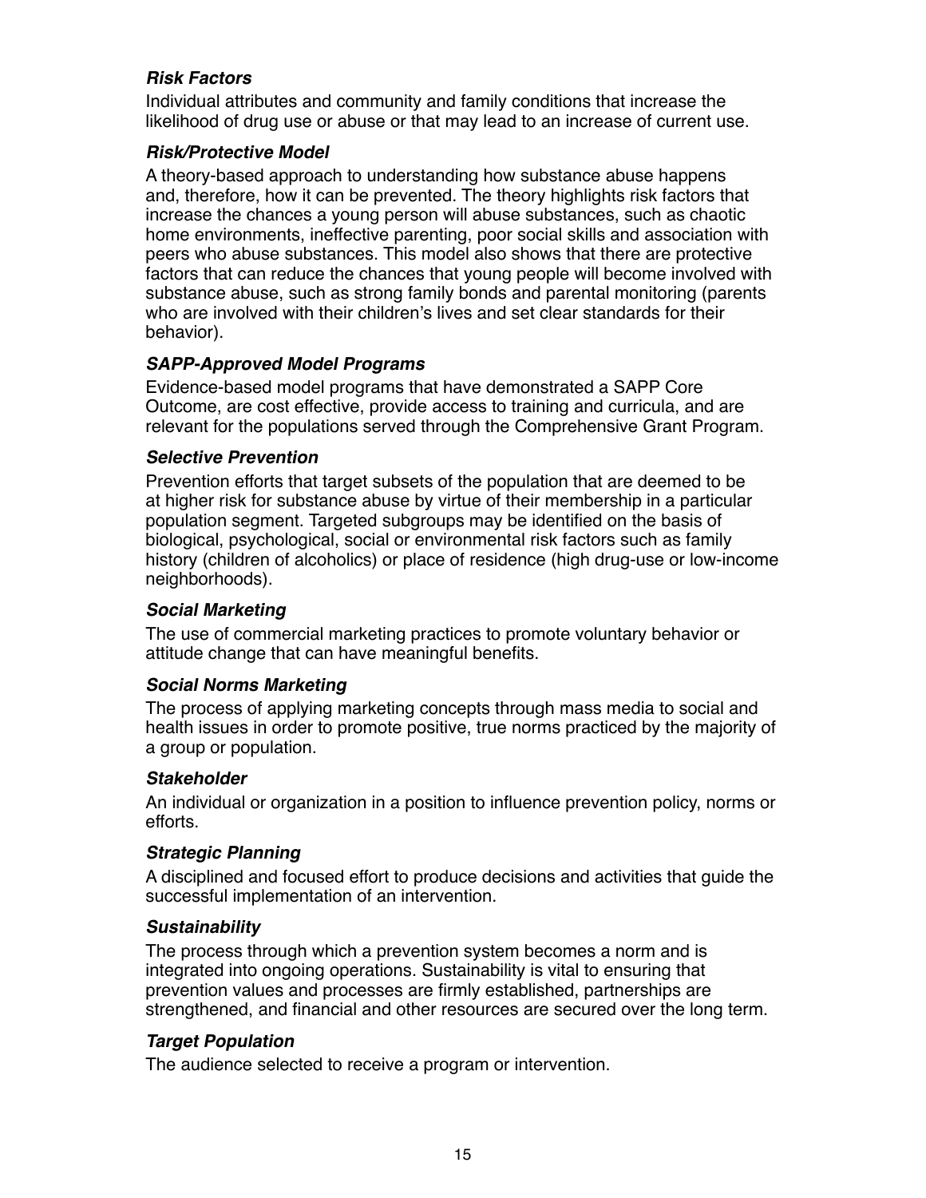***Risk Factors***

Individual attributes and community and family conditions that increase the likelihood of drug use or abuse or that may lead to an increase of current use.

***Risk/Protective Model***

A theory-based approach to understanding how substance abuse happens and, therefore, how it can be prevented. The theory highlights risk factors that increase the chances a young person will abuse substances, such as chaotic home environments, ineffective parenting, poor social skills and association with peers who abuse substances. This model also shows that there are protective factors that can reduce the chances that young people will become involved with substance abuse, such as strong family bonds and parental monitoring (parents who are involved with their children's lives and set clear standards for their behavior).

***SAPP-Approved Model Programs***

Evidence-based model programs that have demonstrated a SAPP Core Outcome, are cost effective, provide access to training and curricula, and are relevant for the populations served through the Comprehensive Grant Program.

***Selective Prevention***

Prevention efforts that target subsets of the population that are deemed to be at higher risk for substance abuse by virtue of their membership in a particular population segment. Targeted subgroups may be identified on the basis of biological, psychological, social or environmental risk factors such as family history (children of alcoholics) or place of residence (high drug-use or low-income neighborhoods).

***Social Marketing***

The use of commercial marketing practices to promote voluntary behavior or attitude change that can have meaningful benefits.

***Social Norms Marketing***

The process of applying marketing concepts through mass media to social and health issues in order to promote positive, true norms practiced by the majority of a group or population.

***Stakeholder***

An individual or organization in a position to influence prevention policy, norms or efforts.

***Strategic Planning***

A disciplined and focused effort to produce decisions and activities that guide the successful implementation of an intervention.

***Sustainability***

The process through which a prevention system becomes a norm and is integrated into ongoing operations. Sustainability is vital to ensuring that prevention values and processes are firmly established, partnerships are strengthened, and financial and other resources are secured over the long term.

***Target Population***

The audience selected to receive a program or intervention.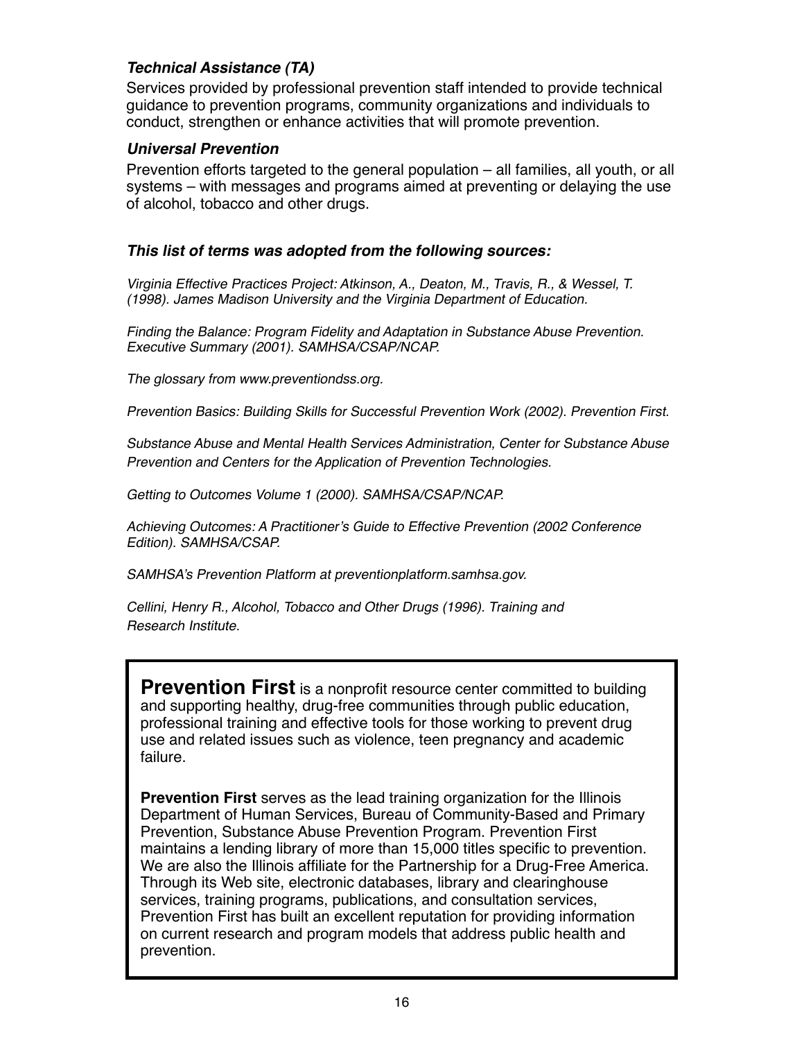### *Technical Assistance (TA)*

Services provided by professional prevention staff intended to provide technical guidance to prevention programs, community organizations and individuals to conduct, strengthen or enhance activities that will promote prevention.

### *Universal Prevention*

Prevention efforts targeted to the general population – all families, all youth, or all systems – with messages and programs aimed at preventing or delaying the use of alcohol, tobacco and other drugs.

### *This list of terms was adopted from the following sources:*

*Virginia Effective Practices Project: Atkinson, A., Deaton, M., Travis, R., & Wessel, T. (1998). James Madison University and the Virginia Department of Education.*

*Finding the Balance: Program Fidelity and Adaptation in Substance Abuse Prevention. Executive Summary (2001). SAMHSA/CSAP/NCAP.*

*The glossary from www.preventiondss.org.*

*Prevention Basics: Building Skills for Successful Prevention Work (2002). Prevention First.*

*Substance Abuse and Mental Health Services Administration, Center for Substance Abuse Prevention and Centers for the Application of Prevention Technologies.*

*Getting to Outcomes Volume 1 (2000). SAMHSA/CSAP/NCAP.*

*Achieving Outcomes: A Practitioner's Guide to Effective Prevention (2002 Conference Edition). SAMHSA/CSAP.*

*SAMHSA's Prevention Platform at preventionplatform.samhsa.gov.*

*Cellini, Henry R., Alcohol, Tobacco and Other Drugs (1996). Training and Research Institute.*

**Prevention First** is a nonprofit resource center committed to building and supporting healthy, drug-free communities through public education, professional training and effective tools for those working to prevent drug use and related issues such as violence, teen pregnancy and academic failure.

**Prevention First** serves as the lead training organization for the Illinois Department of Human Services, Bureau of Community-Based and Primary Prevention, Substance Abuse Prevention Program. Prevention First maintains a lending library of more than 15,000 titles specific to prevention. We are also the Illinois affiliate for the Partnership for a Drug-Free America. Through its Web site, electronic databases, library and clearinghouse services, training programs, publications, and consultation services, Prevention First has built an excellent reputation for providing information on current research and program models that address public health and prevention.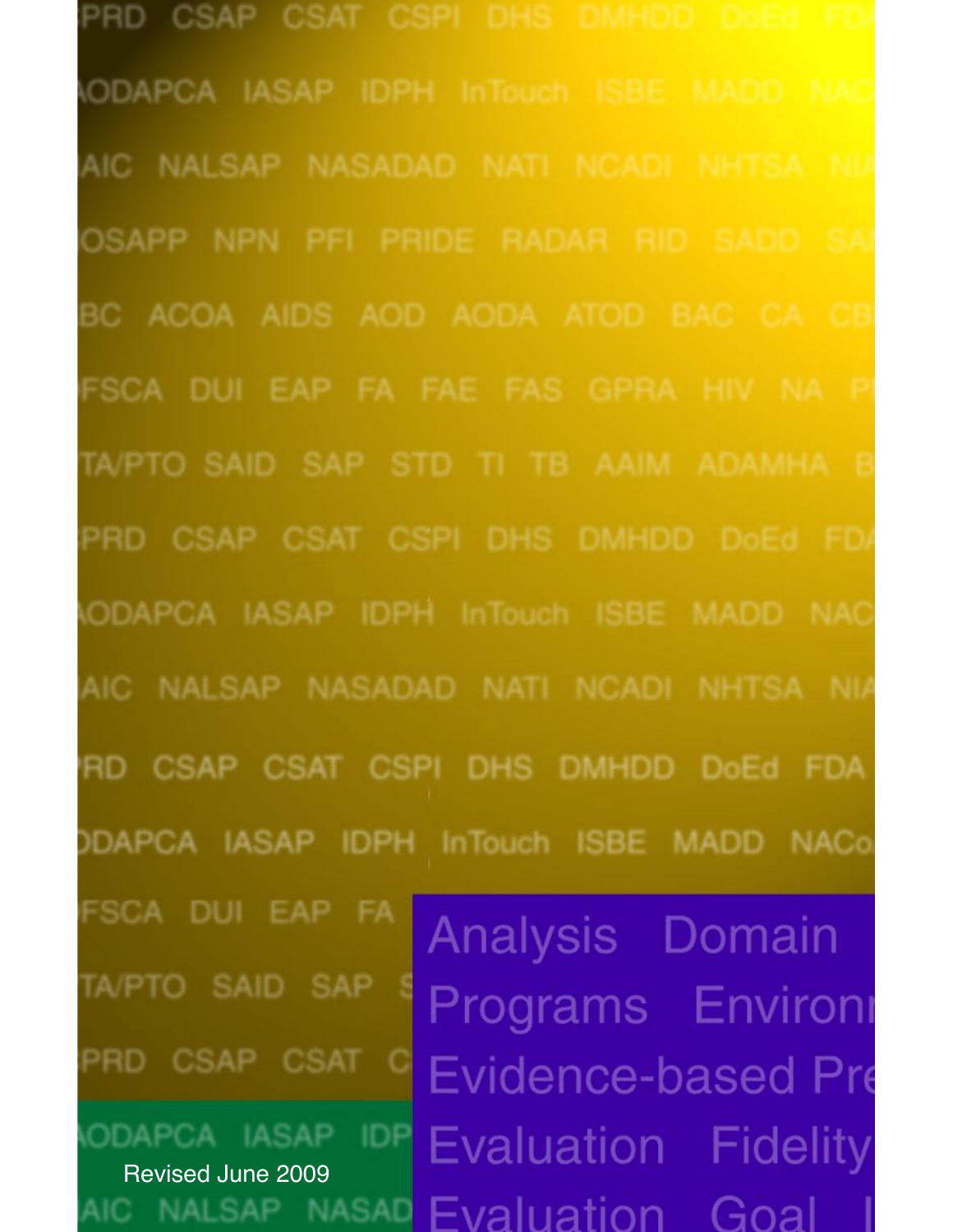PRD CSAP CSAT CSPI DHS DMHDD DoEd FDA

ODAPCA IASAP IDPH InTouch ISBE MADD NAC

AIC NALSAP NASADAD NATI NCADI NHTSA NIA

OSAPP NPN PFI PRIDE RADAR RID SADD SA

BC ACOA AIDS AOD AODA ATOD BAC CA CB

FSCA DUI EAP FA FAE FAS GPRA HIV NA P

TA/PTO SAID SAP STD TI TB AAIM ADAMHA B

PRD CSAP CSAT CSPI DHS DMHDD DoEd FDA

ODAPCA IASAP IDPH InTouch ISBE MADD NAC

AIC NALSAP NASADAD NATI NCADI NHTSA NIA

RD CSAP CSAT CSPI DHS DMHDD DoEd FDA

DAPCA IASAP IDPH InTouch ISBE MADD NACo

FSCA DUI EAP FA

TA/PTO SAID SAP

PRD CSAP CSAT C

ODAPCA IASAP IDP

AIC NALSAP NASAD

Revised June 2009

Analysis Domain

Programs Environ

Evidence-based Pre

Evaluation Fidelity

Evaluation Goal